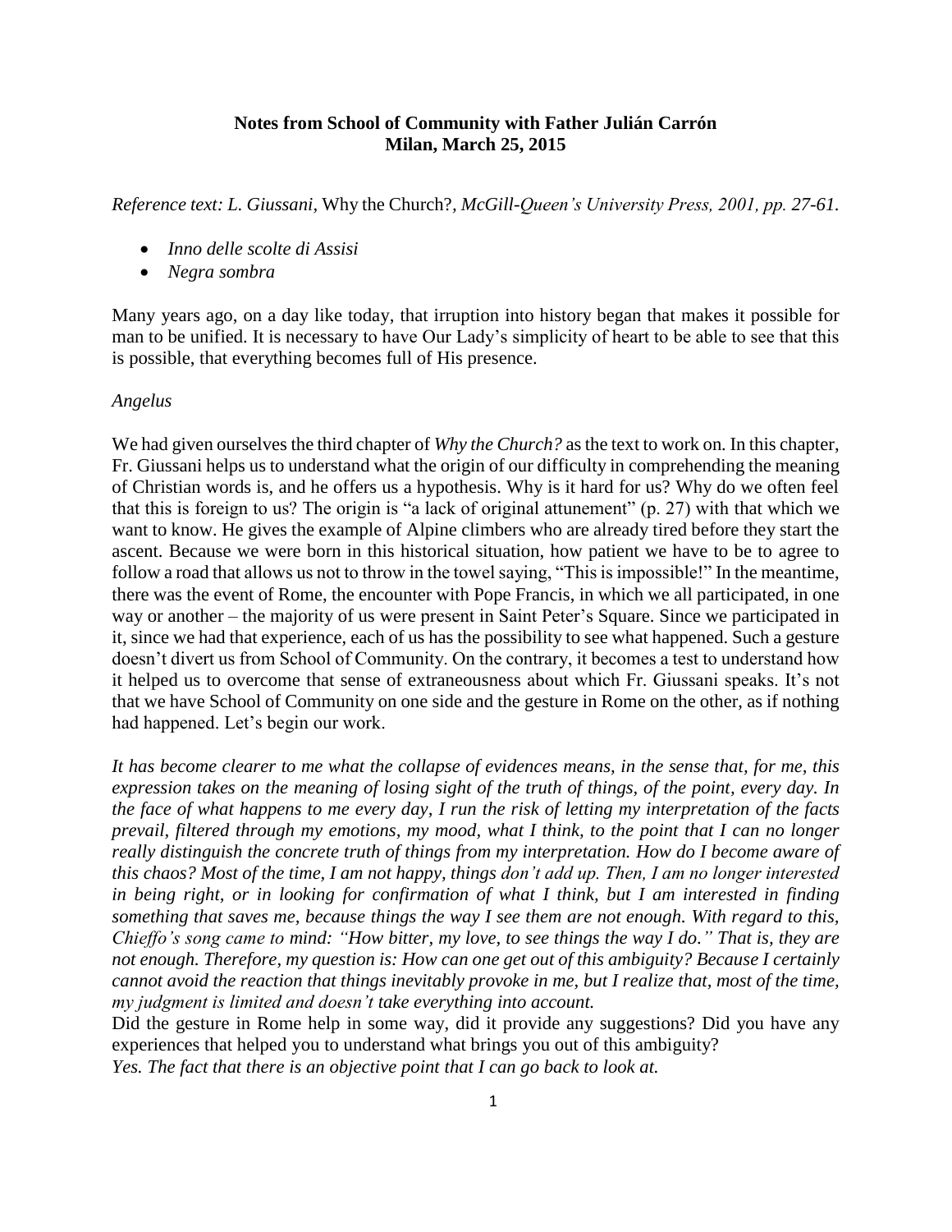# Notes from School of Community with Father Julián Carrón
## Milan, March 25, 2015

*Reference text: L. Giussani,* Why the Church?*, McGill-Queen's University Press, 2001, pp. 27-61.*

- *Inno delle scolte di Assisi*
- *Negra sombra*

Many years ago, on a day like today, that irruption into history began that makes it possible for man to be unified. It is necessary to have Our Lady's simplicity of heart to be able to see that this is possible, that everything becomes full of His presence.

*Angelus*

We had given ourselves the third chapter of *Why the Church?* as the text to work on. In this chapter, Fr. Giussani helps us to understand what the origin of our difficulty in comprehending the meaning of Christian words is, and he offers us a hypothesis. Why is it hard for us? Why do we often feel that this is foreign to us? The origin is "a lack of original attunement" (p. 27) with that which we want to know. He gives the example of Alpine climbers who are already tired before they start the ascent. Because we were born in this historical situation, how patient we have to be to agree to follow a road that allows us not to throw in the towel saying, "This is impossible!" In the meantime, there was the event of Rome, the encounter with Pope Francis, in which we all participated, in one way or another – the majority of us were present in Saint Peter's Square. Since we participated in it, since we had that experience, each of us has the possibility to see what happened. Such a gesture doesn't divert us from School of Community. On the contrary, it becomes a test to understand how it helped us to overcome that sense of extraneousness about which Fr. Giussani speaks. It's not that we have School of Community on one side and the gesture in Rome on the other, as if nothing had happened. Let's begin our work.

*It has become clearer to me what the collapse of evidences means, in the sense that, for me, this expression takes on the meaning of losing sight of the truth of things, of the point, every day. In the face of what happens to me every day, I run the risk of letting my interpretation of the facts prevail, filtered through my emotions, my mood, what I think, to the point that I can no longer really distinguish the concrete truth of things from my interpretation. How do I become aware of this chaos? Most of the time, I am not happy, things don't add up. Then, I am no longer interested in being right, or in looking for confirmation of what I think, but I am interested in finding something that saves me, because things the way I see them are not enough. With regard to this, Chieffo's song came to mind: "How bitter, my love, to see things the way I do." That is, they are not enough. Therefore, my question is: How can one get out of this ambiguity? Because I certainly cannot avoid the reaction that things inevitably provoke in me, but I realize that, most of the time, my judgment is limited and doesn't take everything into account.*

Did the gesture in Rome help in some way, did it provide any suggestions? Did you have any experiences that helped you to understand what brings you out of this ambiguity?

*Yes. The fact that there is an objective point that I can go back to look at.*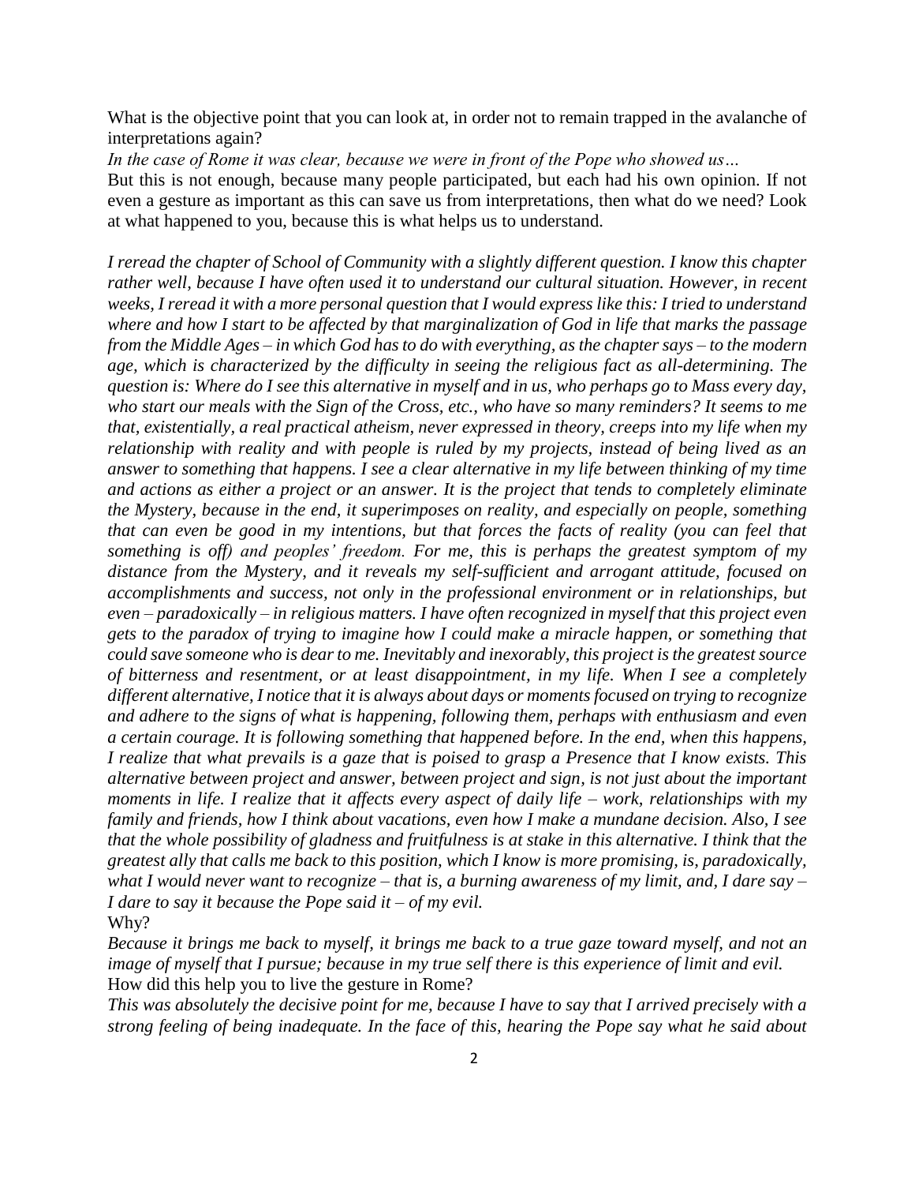What is the objective point that you can look at, in order not to remain trapped in the avalanche of interpretations again?

*In the case of Rome it was clear, because we were in front of the Pope who showed us…*

But this is not enough, because many people participated, but each had his own opinion. If not even a gesture as important as this can save us from interpretations, then what do we need? Look at what happened to you, because this is what helps us to understand.

*I reread the chapter of School of Community with a slightly different question. I know this chapter rather well, because I have often used it to understand our cultural situation. However, in recent weeks, I reread it with a more personal question that I would express like this: I tried to understand where and how I start to be affected by that marginalization of God in life that marks the passage from the Middle Ages – in which God has to do with everything, as the chapter says – to the modern age, which is characterized by the difficulty in seeing the religious fact as all-determining. The question is: Where do I see this alternative in myself and in us, who perhaps go to Mass every day, who start our meals with the Sign of the Cross, etc., who have so many reminders? It seems to me that, existentially, a real practical atheism, never expressed in theory, creeps into my life when my relationship with reality and with people is ruled by my projects, instead of being lived as an answer to something that happens. I see a clear alternative in my life between thinking of my time and actions as either a project or an answer. It is the project that tends to completely eliminate the Mystery, because in the end, it superimposes on reality, and especially on people, something that can even be good in my intentions, but that forces the facts of reality (you can feel that something is off) and peoples' freedom. For me, this is perhaps the greatest symptom of my distance from the Mystery, and it reveals my self-sufficient and arrogant attitude, focused on accomplishments and success, not only in the professional environment or in relationships, but even – paradoxically – in religious matters. I have often recognized in myself that this project even gets to the paradox of trying to imagine how I could make a miracle happen, or something that could save someone who is dear to me. Inevitably and inexorably, this project is the greatest source of bitterness and resentment, or at least disappointment, in my life. When I see a completely different alternative, I notice that it is always about days or moments focused on trying to recognize and adhere to the signs of what is happening, following them, perhaps with enthusiasm and even a certain courage. It is following something that happened before. In the end, when this happens, I realize that what prevails is a gaze that is poised to grasp a Presence that I know exists. This alternative between project and answer, between project and sign, is not just about the important moments in life. I realize that it affects every aspect of daily life – work, relationships with my family and friends, how I think about vacations, even how I make a mundane decision. Also, I see that the whole possibility of gladness and fruitfulness is at stake in this alternative. I think that the greatest ally that calls me back to this position, which I know is more promising, is, paradoxically, what I would never want to recognize – that is, a burning awareness of my limit, and, I dare say – I dare to say it because the Pope said it – of my evil.*

Why?

*Because it brings me back to myself, it brings me back to a true gaze toward myself, and not an image of myself that I pursue; because in my true self there is this experience of limit and evil.*

How did this help you to live the gesture in Rome?

*This was absolutely the decisive point for me, because I have to say that I arrived precisely with a strong feeling of being inadequate. In the face of this, hearing the Pope say what he said about*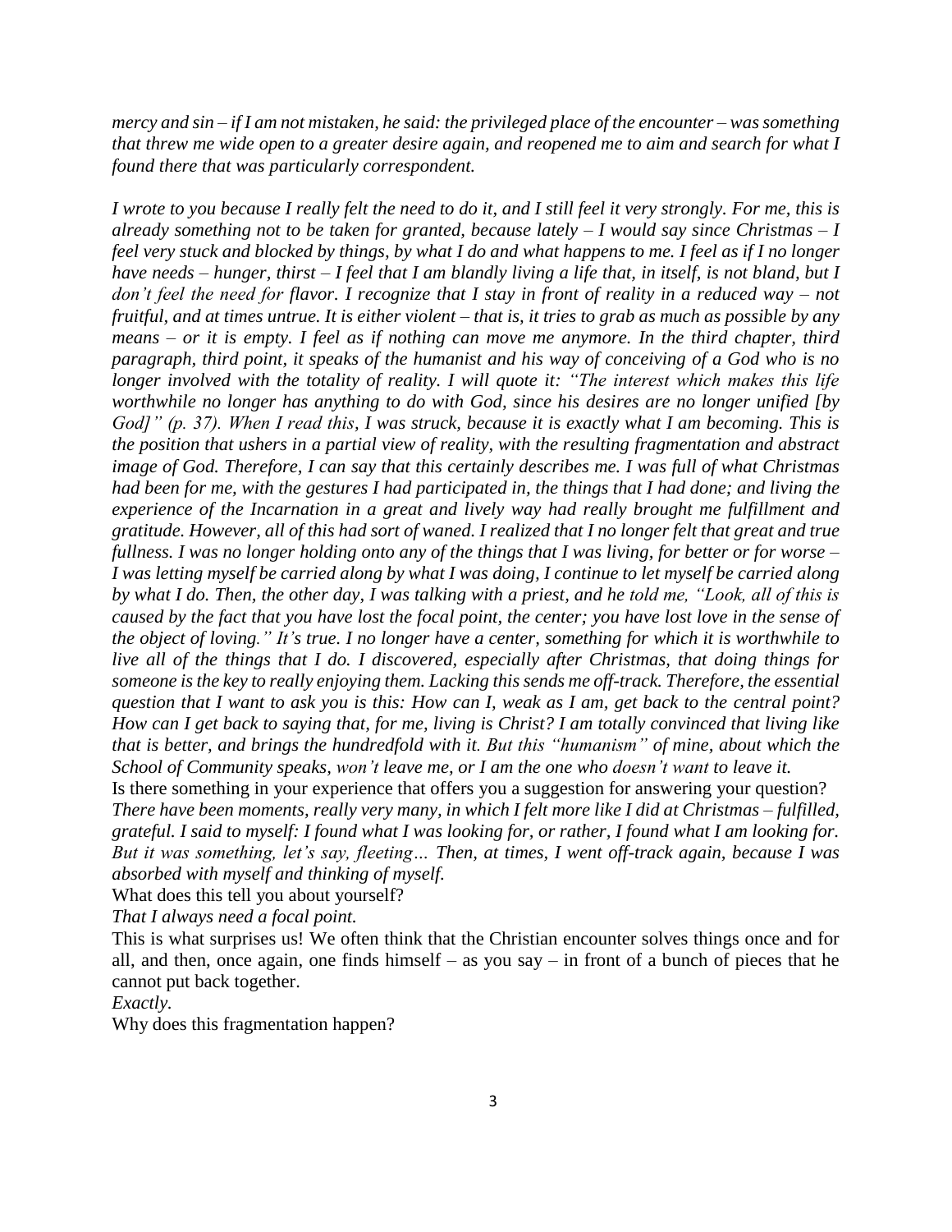*mercy and sin – if I am not mistaken, he said: the privileged place of the encounter – was something that threw me wide open to a greater desire again, and reopened me to aim and search for what I found there that was particularly correspondent.*

*I wrote to you because I really felt the need to do it, and I still feel it very strongly. For me, this is already something not to be taken for granted, because lately – I would say since Christmas – I feel very stuck and blocked by things, by what I do and what happens to me. I feel as if I no longer have needs – hunger, thirst – I feel that I am blandly living a life that, in itself, is not bland, but I don't feel the need for flavor. I recognize that I stay in front of reality in a reduced way – not fruitful, and at times untrue. It is either violent – that is, it tries to grab as much as possible by any means – or it is empty. I feel as if nothing can move me anymore. In the third chapter, third paragraph, third point, it speaks of the humanist and his way of conceiving of a God who is no longer involved with the totality of reality. I will quote it: "The interest which makes this life worthwhile no longer has anything to do with God, since his desires are no longer unified [by God]" (p. 37). When I read this, I was struck, because it is exactly what I am becoming. This is the position that ushers in a partial view of reality, with the resulting fragmentation and abstract image of God. Therefore, I can say that this certainly describes me. I was full of what Christmas had been for me, with the gestures I had participated in, the things that I had done; and living the experience of the Incarnation in a great and lively way had really brought me fulfillment and gratitude. However, all of this had sort of waned. I realized that I no longer felt that great and true fullness. I was no longer holding onto any of the things that I was living, for better or for worse – I was letting myself be carried along by what I was doing, I continue to let myself be carried along by what I do. Then, the other day, I was talking with a priest, and he told me, "Look, all of this is caused by the fact that you have lost the focal point, the center; you have lost love in the sense of the object of loving." It's true. I no longer have a center, something for which it is worthwhile to live all of the things that I do. I discovered, especially after Christmas, that doing things for someone is the key to really enjoying them. Lacking this sends me off-track. Therefore, the essential question that I want to ask you is this: How can I, weak as I am, get back to the central point? How can I get back to saying that, for me, living is Christ? I am totally convinced that living like that is better, and brings the hundredfold with it. But this "humanism" of mine, about which the School of Community speaks, won't leave me, or I am the one who doesn't want to leave it.*

Is there something in your experience that offers you a suggestion for answering your question?

*There have been moments, really very many, in which I felt more like I did at Christmas – fulfilled, grateful. I said to myself: I found what I was looking for, or rather, I found what I am looking for. But it was something, let's say, fleeting… Then, at times, I went off-track again, because I was absorbed with myself and thinking of myself.*

What does this tell you about yourself?

*That I always need a focal point.*

This is what surprises us! We often think that the Christian encounter solves things once and for all, and then, once again, one finds himself – as you say – in front of a bunch of pieces that he cannot put back together.

*Exactly.*

Why does this fragmentation happen?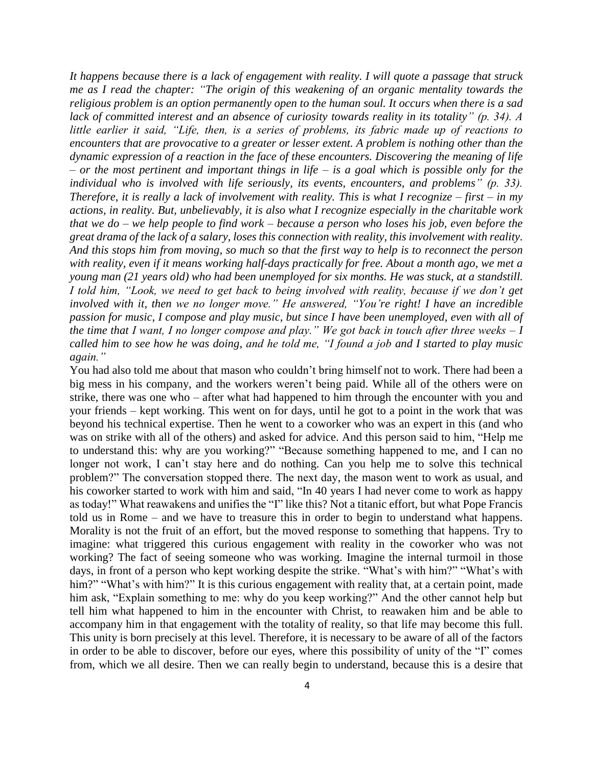*It happens because there is a lack of engagement with reality. I will quote a passage that struck me as I read the chapter: "The origin of this weakening of an organic mentality towards the religious problem is an option permanently open to the human soul. It occurs when there is a sad lack of committed interest and an absence of curiosity towards reality in its totality" (p. 34). A little earlier it said, "Life, then, is a series of problems, its fabric made up of reactions to encounters that are provocative to a greater or lesser extent. A problem is nothing other than the dynamic expression of a reaction in the face of these encounters. Discovering the meaning of life – or the most pertinent and important things in life – is a goal which is possible only for the individual who is involved with life seriously, its events, encounters, and problems" (p. 33). Therefore, it is really a lack of involvement with reality. This is what I recognize – first – in my actions, in reality. But, unbelievably, it is also what I recognize especially in the charitable work that we do – we help people to find work – because a person who loses his job, even before the great drama of the lack of a salary, loses this connection with reality, this involvement with reality. And this stops him from moving, so much so that the first way to help is to reconnect the person with reality, even if it means working half-days practically for free. About a month ago, we met a young man (21 years old) who had been unemployed for six months. He was stuck, at a standstill. I told him, "Look, we need to get back to being involved with reality, because if we don't get involved with it, then we no longer move." He answered, "You're right! I have an incredible passion for music, I compose and play music, but since I have been unemployed, even with all of the time that I want, I no longer compose and play." We got back in touch after three weeks – I called him to see how he was doing, and he told me, "I found a job and I started to play music again."*

You had also told me about that mason who couldn't bring himself not to work. There had been a big mess in his company, and the workers weren't being paid. While all of the others were on strike, there was one who – after what had happened to him through the encounter with you and your friends – kept working. This went on for days, until he got to a point in the work that was beyond his technical expertise. Then he went to a coworker who was an expert in this (and who was on strike with all of the others) and asked for advice. And this person said to him, "Help me to understand this: why are you working?" "Because something happened to me, and I can no longer not work, I can't stay here and do nothing. Can you help me to solve this technical problem?" The conversation stopped there. The next day, the mason went to work as usual, and his coworker started to work with him and said, "In 40 years I had never come to work as happy as today!" What reawakens and unifies the "I" like this? Not a titanic effort, but what Pope Francis told us in Rome – and we have to treasure this in order to begin to understand what happens. Morality is not the fruit of an effort, but the moved response to something that happens. Try to imagine: what triggered this curious engagement with reality in the coworker who was not working? The fact of seeing someone who was working. Imagine the internal turmoil in those days, in front of a person who kept working despite the strike. "What's with him?" "What's with him?" "What's with him?" It is this curious engagement with reality that, at a certain point, made him ask, "Explain something to me: why do you keep working?" And the other cannot help but tell him what happened to him in the encounter with Christ, to reawaken him and be able to accompany him in that engagement with the totality of reality, so that life may become this full. This unity is born precisely at this level. Therefore, it is necessary to be aware of all of the factors in order to be able to discover, before our eyes, where this possibility of unity of the "I" comes from, which we all desire. Then we can really begin to understand, because this is a desire that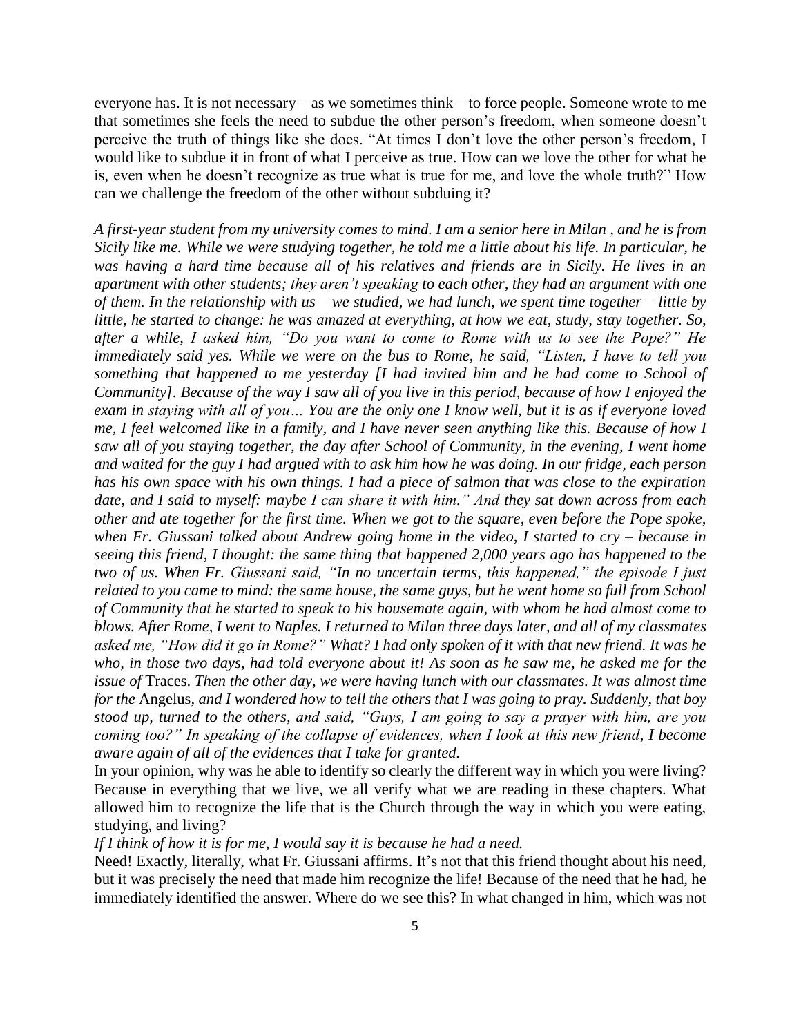everyone has. It is not necessary – as we sometimes think – to force people. Someone wrote to me that sometimes she feels the need to subdue the other person's freedom, when someone doesn't perceive the truth of things like she does. "At times I don't love the other person's freedom, I would like to subdue it in front of what I perceive as true. How can we love the other for what he is, even when he doesn't recognize as true what is true for me, and love the whole truth?" How can we challenge the freedom of the other without subduing it?

*A first-year student from my university comes to mind. I am a senior here in Milan , and he is from Sicily like me. While we were studying together, he told me a little about his life. In particular, he was having a hard time because all of his relatives and friends are in Sicily. He lives in an apartment with other students; they aren't speaking to each other, they had an argument with one of them. In the relationship with us – we studied, we had lunch, we spent time together – little by little, he started to change: he was amazed at everything, at how we eat, study, stay together. So, after a while, I asked him, "Do you want to come to Rome with us to see the Pope?" He immediately said yes. While we were on the bus to Rome, he said, "Listen, I have to tell you something that happened to me yesterday [I had invited him and he had come to School of Community]. Because of the way I saw all of you live in this period, because of how I enjoyed the exam in staying with all of you… You are the only one I know well, but it is as if everyone loved me, I feel welcomed like in a family, and I have never seen anything like this. Because of how I saw all of you staying together, the day after School of Community, in the evening, I went home and waited for the guy I had argued with to ask him how he was doing. In our fridge, each person has his own space with his own things. I had a piece of salmon that was close to the expiration date, and I said to myself: maybe I can share it with him." And they sat down across from each other and ate together for the first time. When we got to the square, even before the Pope spoke, when Fr. Giussani talked about Andrew going home in the video, I started to cry – because in seeing this friend, I thought: the same thing that happened 2,000 years ago has happened to the two of us. When Fr. Giussani said, "In no uncertain terms, this happened," the episode I just related to you came to mind: the same house, the same guys, but he went home so full from School of Community that he started to speak to his housemate again, with whom he had almost come to blows. After Rome, I went to Naples. I returned to Milan three days later, and all of my classmates asked me, "How did it go in Rome?" What? I had only spoken of it with that new friend. It was he who, in those two days, had told everyone about it! As soon as he saw me, he asked me for the issue of* Traces*. Then the other day, we were having lunch with our classmates. It was almost time for the* Angelus*, and I wondered how to tell the others that I was going to pray. Suddenly, that boy stood up, turned to the others, and said, "Guys, I am going to say a prayer with him, are you coming too?" In speaking of the collapse of evidences, when I look at this new friend, I become aware again of all of the evidences that I take for granted.*

In your opinion, why was he able to identify so clearly the different way in which you were living? Because in everything that we live, we all verify what we are reading in these chapters. What allowed him to recognize the life that is the Church through the way in which you were eating, studying, and living?

*If I think of how it is for me, I would say it is because he had a need.*

Need! Exactly, literally, what Fr. Giussani affirms. It's not that this friend thought about his need, but it was precisely the need that made him recognize the life! Because of the need that he had, he immediately identified the answer. Where do we see this? In what changed in him, which was not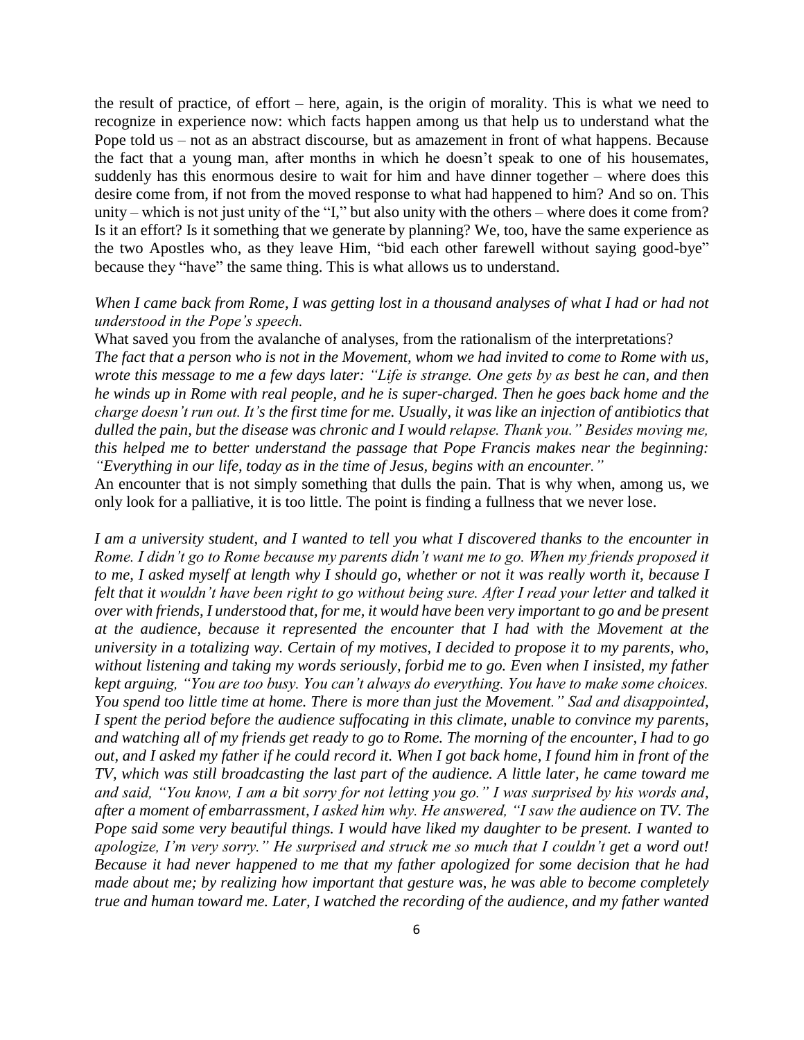the result of practice, of effort – here, again, is the origin of morality. This is what we need to recognize in experience now: which facts happen among us that help us to understand what the Pope told us – not as an abstract discourse, but as amazement in front of what happens. Because the fact that a young man, after months in which he doesn't speak to one of his housemates, suddenly has this enormous desire to wait for him and have dinner together – where does this desire come from, if not from the moved response to what had happened to him? And so on. This unity – which is not just unity of the "I," but also unity with the others – where does it come from? Is it an effort? Is it something that we generate by planning? We, too, have the same experience as the two Apostles who, as they leave Him, "bid each other farewell without saying good-bye" because they "have" the same thing. This is what allows us to understand.

*When I came back from Rome, I was getting lost in a thousand analyses of what I had or had not understood in the Pope's speech.*

What saved you from the avalanche of analyses, from the rationalism of the interpretations?

*The fact that a person who is not in the Movement, whom we had invited to come to Rome with us, wrote this message to me a few days later: "Life is strange. One gets by as best he can, and then he winds up in Rome with real people, and he is super-charged. Then he goes back home and the charge doesn't run out. It's the first time for me. Usually, it was like an injection of antibiotics that dulled the pain, but the disease was chronic and I would relapse. Thank you." Besides moving me, this helped me to better understand the passage that Pope Francis makes near the beginning: "Everything in our life, today as in the time of Jesus, begins with an encounter."*

An encounter that is not simply something that dulls the pain. That is why when, among us, we only look for a palliative, it is too little. The point is finding a fullness that we never lose.

*I am a university student, and I wanted to tell you what I discovered thanks to the encounter in Rome. I didn't go to Rome because my parents didn't want me to go. When my friends proposed it to me, I asked myself at length why I should go, whether or not it was really worth it, because I felt that it wouldn't have been right to go without being sure. After I read your letter and talked it over with friends, I understood that, for me, it would have been very important to go and be present at the audience, because it represented the encounter that I had with the Movement at the university in a totalizing way. Certain of my motives, I decided to propose it to my parents, who, without listening and taking my words seriously, forbid me to go. Even when I insisted, my father kept arguing, "You are too busy. You can't always do everything. You have to make some choices. You spend too little time at home. There is more than just the Movement." Sad and disappointed, I spent the period before the audience suffocating in this climate, unable to convince my parents, and watching all of my friends get ready to go to Rome. The morning of the encounter, I had to go out, and I asked my father if he could record it. When I got back home, I found him in front of the TV, which was still broadcasting the last part of the audience. A little later, he came toward me and said, "You know, I am a bit sorry for not letting you go." I was surprised by his words and, after a moment of embarrassment, I asked him why. He answered, "I saw the audience on TV. The Pope said some very beautiful things. I would have liked my daughter to be present. I wanted to apologize, I'm very sorry." He surprised and struck me so much that I couldn't get a word out! Because it had never happened to me that my father apologized for some decision that he had made about me; by realizing how important that gesture was, he was able to become completely true and human toward me. Later, I watched the recording of the audience, and my father wanted*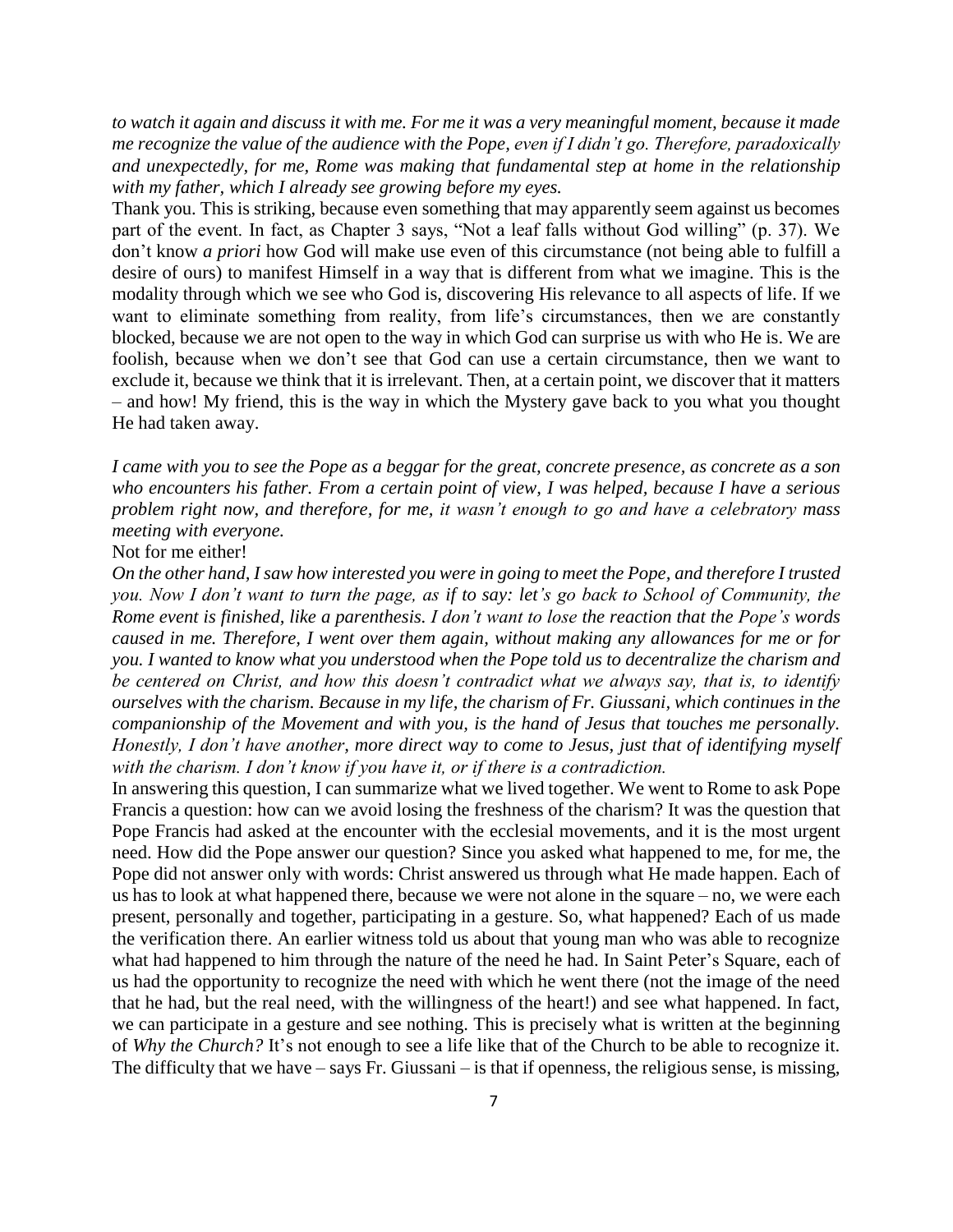*to watch it again and discuss it with me. For me it was a very meaningful moment, because it made me recognize the value of the audience with the Pope, even if I didn't go. Therefore, paradoxically and unexpectedly, for me, Rome was making that fundamental step at home in the relationship with my father, which I already see growing before my eyes.*

Thank you. This is striking, because even something that may apparently seem against us becomes part of the event. In fact, as Chapter 3 says, "Not a leaf falls without God willing" (p. 37). We don't know *a priori* how God will make use even of this circumstance (not being able to fulfill a desire of ours) to manifest Himself in a way that is different from what we imagine. This is the modality through which we see who God is, discovering His relevance to all aspects of life. If we want to eliminate something from reality, from life's circumstances, then we are constantly blocked, because we are not open to the way in which God can surprise us with who He is. We are foolish, because when we don't see that God can use a certain circumstance, then we want to exclude it, because we think that it is irrelevant. Then, at a certain point, we discover that it matters – and how! My friend, this is the way in which the Mystery gave back to you what you thought He had taken away.

*I came with you to see the Pope as a beggar for the great, concrete presence, as concrete as a son who encounters his father. From a certain point of view, I was helped, because I have a serious problem right now, and therefore, for me, it wasn't enough to go and have a celebratory mass meeting with everyone.*

Not for me either!

*On the other hand, I saw how interested you were in going to meet the Pope, and therefore I trusted you. Now I don't want to turn the page, as if to say: let's go back to School of Community, the Rome event is finished, like a parenthesis. I don't want to lose the reaction that the Pope's words caused in me. Therefore, I went over them again, without making any allowances for me or for you. I wanted to know what you understood when the Pope told us to decentralize the charism and be centered on Christ, and how this doesn't contradict what we always say, that is, to identify ourselves with the charism. Because in my life, the charism of Fr. Giussani, which continues in the companionship of the Movement and with you, is the hand of Jesus that touches me personally. Honestly, I don't have another, more direct way to come to Jesus, just that of identifying myself with the charism. I don't know if you have it, or if there is a contradiction.*

In answering this question, I can summarize what we lived together. We went to Rome to ask Pope Francis a question: how can we avoid losing the freshness of the charism? It was the question that Pope Francis had asked at the encounter with the ecclesial movements, and it is the most urgent need. How did the Pope answer our question? Since you asked what happened to me, for me, the Pope did not answer only with words: Christ answered us through what He made happen. Each of us has to look at what happened there, because we were not alone in the square – no, we were each present, personally and together, participating in a gesture. So, what happened? Each of us made the verification there. An earlier witness told us about that young man who was able to recognize what had happened to him through the nature of the need he had. In Saint Peter's Square, each of us had the opportunity to recognize the need with which he went there (not the image of the need that he had, but the real need, with the willingness of the heart!) and see what happened. In fact, we can participate in a gesture and see nothing. This is precisely what is written at the beginning of *Why the Church?* It's not enough to see a life like that of the Church to be able to recognize it. The difficulty that we have – says Fr. Giussani – is that if openness, the religious sense, is missing,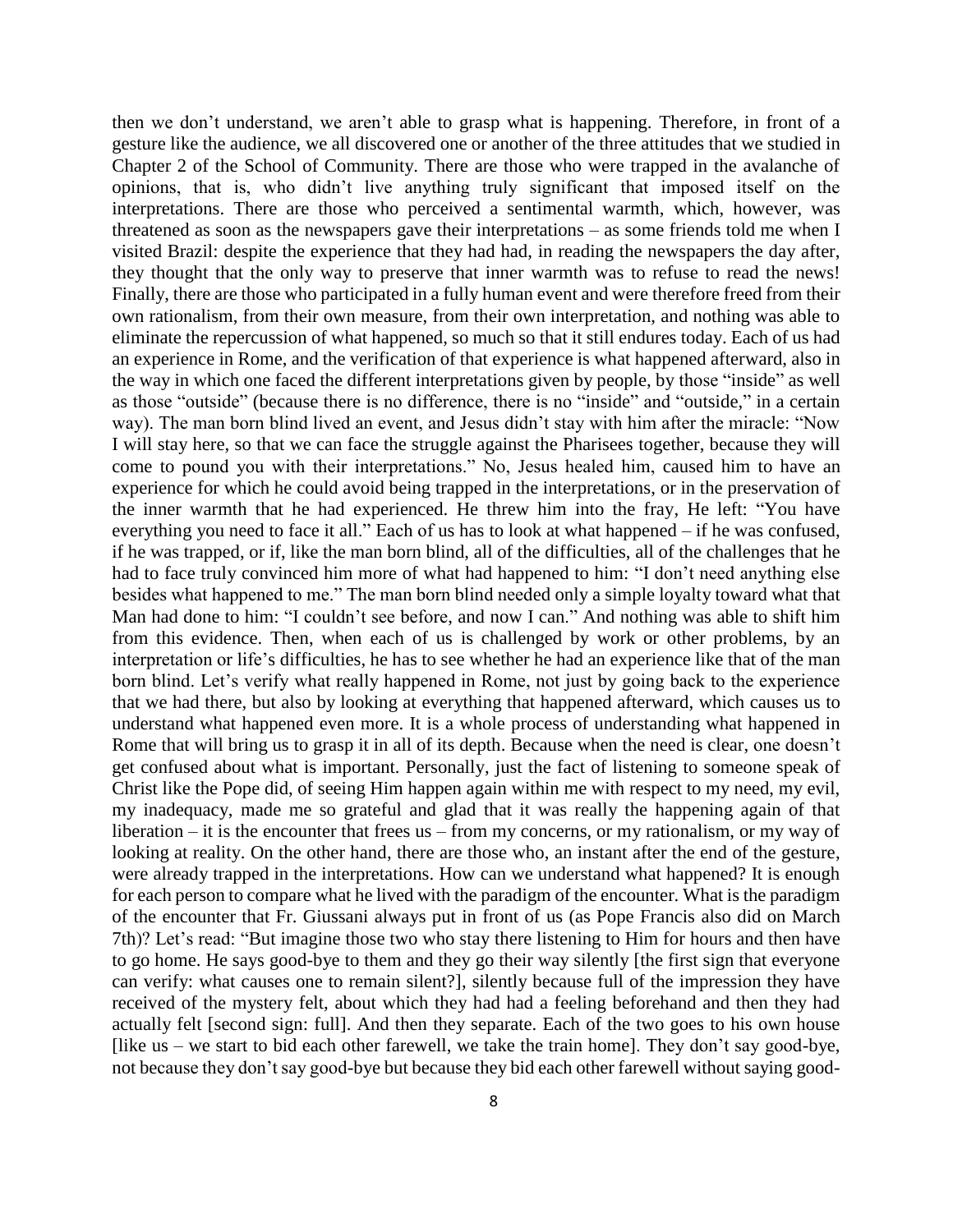then we don't understand, we aren't able to grasp what is happening. Therefore, in front of a gesture like the audience, we all discovered one or another of the three attitudes that we studied in Chapter 2 of the School of Community. There are those who were trapped in the avalanche of opinions, that is, who didn't live anything truly significant that imposed itself on the interpretations. There are those who perceived a sentimental warmth, which, however, was threatened as soon as the newspapers gave their interpretations – as some friends told me when I visited Brazil: despite the experience that they had had, in reading the newspapers the day after, they thought that the only way to preserve that inner warmth was to refuse to read the news! Finally, there are those who participated in a fully human event and were therefore freed from their own rationalism, from their own measure, from their own interpretation, and nothing was able to eliminate the repercussion of what happened, so much so that it still endures today. Each of us had an experience in Rome, and the verification of that experience is what happened afterward, also in the way in which one faced the different interpretations given by people, by those "inside" as well as those "outside" (because there is no difference, there is no "inside" and "outside," in a certain way). The man born blind lived an event, and Jesus didn't stay with him after the miracle: "Now I will stay here, so that we can face the struggle against the Pharisees together, because they will come to pound you with their interpretations." No, Jesus healed him, caused him to have an experience for which he could avoid being trapped in the interpretations, or in the preservation of the inner warmth that he had experienced. He threw him into the fray, He left: "You have everything you need to face it all." Each of us has to look at what happened – if he was confused, if he was trapped, or if, like the man born blind, all of the difficulties, all of the challenges that he had to face truly convinced him more of what had happened to him: "I don't need anything else besides what happened to me." The man born blind needed only a simple loyalty toward what that Man had done to him: "I couldn't see before, and now I can." And nothing was able to shift him from this evidence. Then, when each of us is challenged by work or other problems, by an interpretation or life's difficulties, he has to see whether he had an experience like that of the man born blind. Let's verify what really happened in Rome, not just by going back to the experience that we had there, but also by looking at everything that happened afterward, which causes us to understand what happened even more. It is a whole process of understanding what happened in Rome that will bring us to grasp it in all of its depth. Because when the need is clear, one doesn't get confused about what is important. Personally, just the fact of listening to someone speak of Christ like the Pope did, of seeing Him happen again within me with respect to my need, my evil, my inadequacy, made me so grateful and glad that it was really the happening again of that liberation – it is the encounter that frees us – from my concerns, or my rationalism, or my way of looking at reality. On the other hand, there are those who, an instant after the end of the gesture, were already trapped in the interpretations. How can we understand what happened? It is enough for each person to compare what he lived with the paradigm of the encounter. What is the paradigm of the encounter that Fr. Giussani always put in front of us (as Pope Francis also did on March 7th)? Let's read: "But imagine those two who stay there listening to Him for hours and then have to go home. He says good-bye to them and they go their way silently [the first sign that everyone can verify: what causes one to remain silent?], silently because full of the impression they have received of the mystery felt, about which they had had a feeling beforehand and then they had actually felt [second sign: full]. And then they separate. Each of the two goes to his own house [like us – we start to bid each other farewell, we take the train home]. They don't say good-bye, not because they don't say good-bye but because they bid each other farewell without saying good-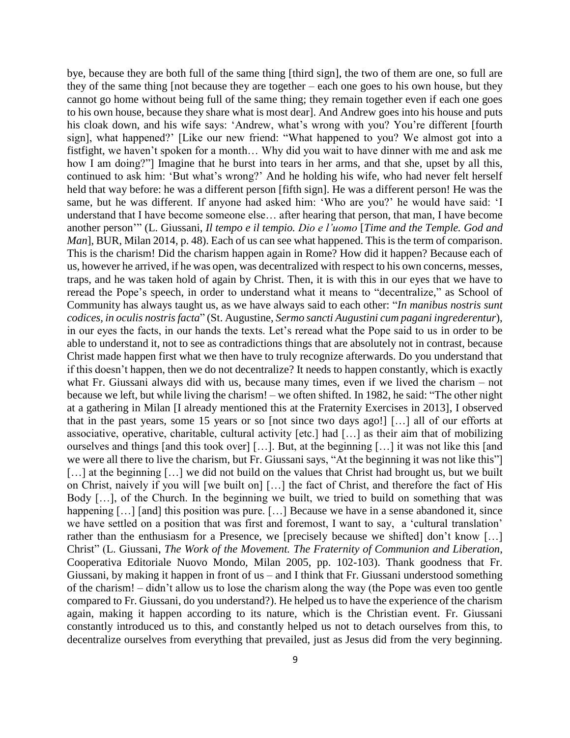bye, because they are both full of the same thing [third sign], the two of them are one, so full are they of the same thing [not because they are together – each one goes to his own house, but they cannot go home without being full of the same thing; they remain together even if each one goes to his own house, because they share what is most dear]. And Andrew goes into his house and puts his cloak down, and his wife says: 'Andrew, what's wrong with you? You're different [fourth sign], what happened?' [Like our new friend: "What happened to you? We almost got into a fistfight, we haven't spoken for a month… Why did you wait to have dinner with me and ask me how I am doing?"] Imagine that he burst into tears in her arms, and that she, upset by all this, continued to ask him: 'But what's wrong?' And he holding his wife, who had never felt herself held that way before: he was a different person [fifth sign]. He was a different person! He was the same, but he was different. If anyone had asked him: 'Who are you?' he would have said: 'I understand that I have become someone else… after hearing that person, that man, I have become another person'" (L. Giussani, *Il tempo e il tempio. Dio e l'uomo* [*Time and the Temple. God and Man*], BUR, Milan 2014, p. 48). Each of us can see what happened. This is the term of comparison. This is the charism! Did the charism happen again in Rome? How did it happen? Because each of us, however he arrived, if he was open, was decentralized with respect to his own concerns, messes, traps, and he was taken hold of again by Christ. Then, it is with this in our eyes that we have to reread the Pope's speech, in order to understand what it means to "decentralize," as School of Community has always taught us, as we have always said to each other: "*In manibus nostris sunt codices, in oculis nostris facta*" (St. Augustine, *Sermo sancti Augustini cum pagani ingrederentur*), in our eyes the facts, in our hands the texts. Let's reread what the Pope said to us in order to be able to understand it, not to see as contradictions things that are absolutely not in contrast, because Christ made happen first what we then have to truly recognize afterwards. Do you understand that if this doesn't happen, then we do not decentralize? It needs to happen constantly, which is exactly what Fr. Giussani always did with us, because many times, even if we lived the charism – not because we left, but while living the charism! – we often shifted. In 1982, he said: "The other night at a gathering in Milan [I already mentioned this at the Fraternity Exercises in 2013], I observed that in the past years, some 15 years or so [not since two days ago!] […] all of our efforts at associative, operative, charitable, cultural activity [etc.] had […] as their aim that of mobilizing ourselves and things [and this took over] […]. But, at the beginning […] it was not like this [and we were all there to live the charism, but Fr. Giussani says, "At the beginning it was not like this"] […] at the beginning […] we did not build on the values that Christ had brought us, but we built on Christ, naively if you will [we built on] […] the fact of Christ, and therefore the fact of His Body […], of the Church. In the beginning we built, we tried to build on something that was happening […] [and] this position was pure. […] Because we have in a sense abandoned it, since we have settled on a position that was first and foremost, I want to say, a 'cultural translation' rather than the enthusiasm for a Presence, we [precisely because we shifted] don't know […] Christ" (L. Giussani, *The Work of the Movement. The Fraternity of Communion and Liberation*, Cooperativa Editoriale Nuovo Mondo, Milan 2005, pp. 102-103). Thank goodness that Fr. Giussani, by making it happen in front of us – and I think that Fr. Giussani understood something of the charism! – didn't allow us to lose the charism along the way (the Pope was even too gentle compared to Fr. Giussani, do you understand?). He helped us to have the experience of the charism again, making it happen according to its nature, which is the Christian event. Fr. Giussani constantly introduced us to this, and constantly helped us not to detach ourselves from this, to decentralize ourselves from everything that prevailed, just as Jesus did from the very beginning.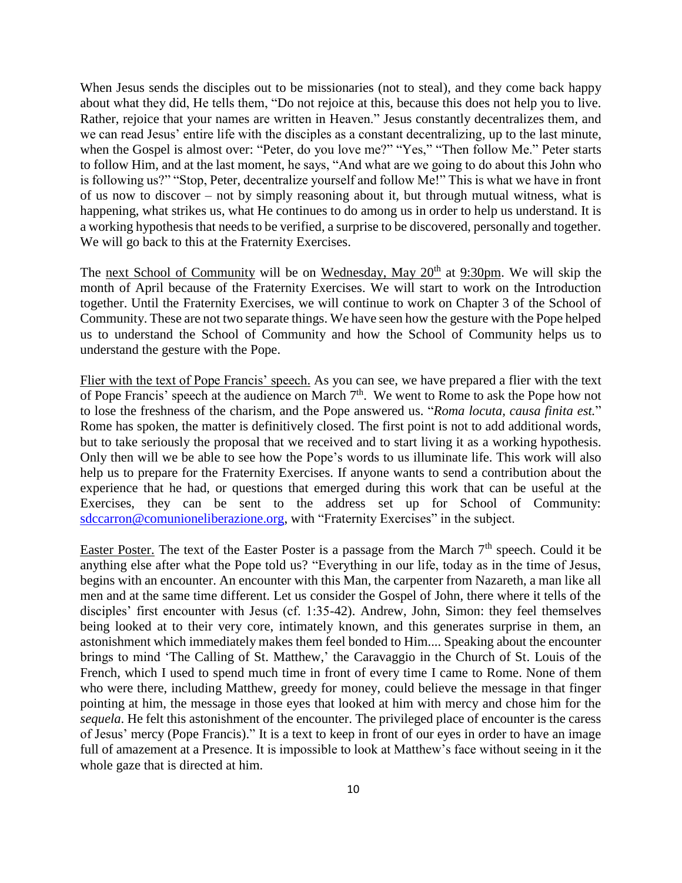When Jesus sends the disciples out to be missionaries (not to steal), and they come back happy about what they did, He tells them, "Do not rejoice at this, because this does not help you to live. Rather, rejoice that your names are written in Heaven." Jesus constantly decentralizes them, and we can read Jesus' entire life with the disciples as a constant decentralizing, up to the last minute, when the Gospel is almost over: "Peter, do you love me?" "Yes," "Then follow Me." Peter starts to follow Him, and at the last moment, he says, "And what are we going to do about this John who is following us?" "Stop, Peter, decentralize yourself and follow Me!" This is what we have in front of us now to discover – not by simply reasoning about it, but through mutual witness, what is happening, what strikes us, what He continues to do among us in order to help us understand. It is a working hypothesis that needs to be verified, a surprise to be discovered, personally and together. We will go back to this at the Fraternity Exercises.

The <u>next School of Community</u> will be on <u>Wednesday, May 20th</u> at <u>9:30pm</u>. We will skip the month of April because of the Fraternity Exercises. We will start to work on the Introduction together. Until the Fraternity Exercises, we will continue to work on Chapter 3 of the School of Community. These are not two separate things. We have seen how the gesture with the Pope helped us to understand the School of Community and how the School of Community helps us to understand the gesture with the Pope.

<u>Flier with the text of Pope Francis' speech.</u> As you can see, we have prepared a flier with the text of Pope Francis' speech at the audience on March 7th. We went to Rome to ask the Pope how not to lose the freshness of the charism, and the Pope answered us. "*Roma locuta, causa finita est.*" Rome has spoken, the matter is definitively closed. The first point is not to add additional words, but to take seriously the proposal that we received and to start living it as a working hypothesis. Only then will we be able to see how the Pope's words to us illuminate life. This work will also help us to prepare for the Fraternity Exercises. If anyone wants to send a contribution about the experience that he had, or questions that emerged during this work that can be useful at the Exercises, they can be sent to the address set up for School of Community: sdccarron@comunioneliberazione.org, with "Fraternity Exercises" in the subject.

<u>Easter Poster.</u> The text of the Easter Poster is a passage from the March 7th speech. Could it be anything else after what the Pope told us? "Everything in our life, today as in the time of Jesus, begins with an encounter. An encounter with this Man, the carpenter from Nazareth, a man like all men and at the same time different. Let us consider the Gospel of John, there where it tells of the disciples' first encounter with Jesus (cf. 1:35-42). Andrew, John, Simon: they feel themselves being looked at to their very core, intimately known, and this generates surprise in them, an astonishment which immediately makes them feel bonded to Him.... Speaking about the encounter brings to mind 'The Calling of St. Matthew,' the Caravaggio in the Church of St. Louis of the French, which I used to spend much time in front of every time I came to Rome. None of them who were there, including Matthew, greedy for money, could believe the message in that finger pointing at him, the message in those eyes that looked at him with mercy and chose him for the *sequela*. He felt this astonishment of the encounter. The privileged place of encounter is the caress of Jesus' mercy (Pope Francis)." It is a text to keep in front of our eyes in order to have an image full of amazement at a Presence. It is impossible to look at Matthew's face without seeing in it the whole gaze that is directed at him.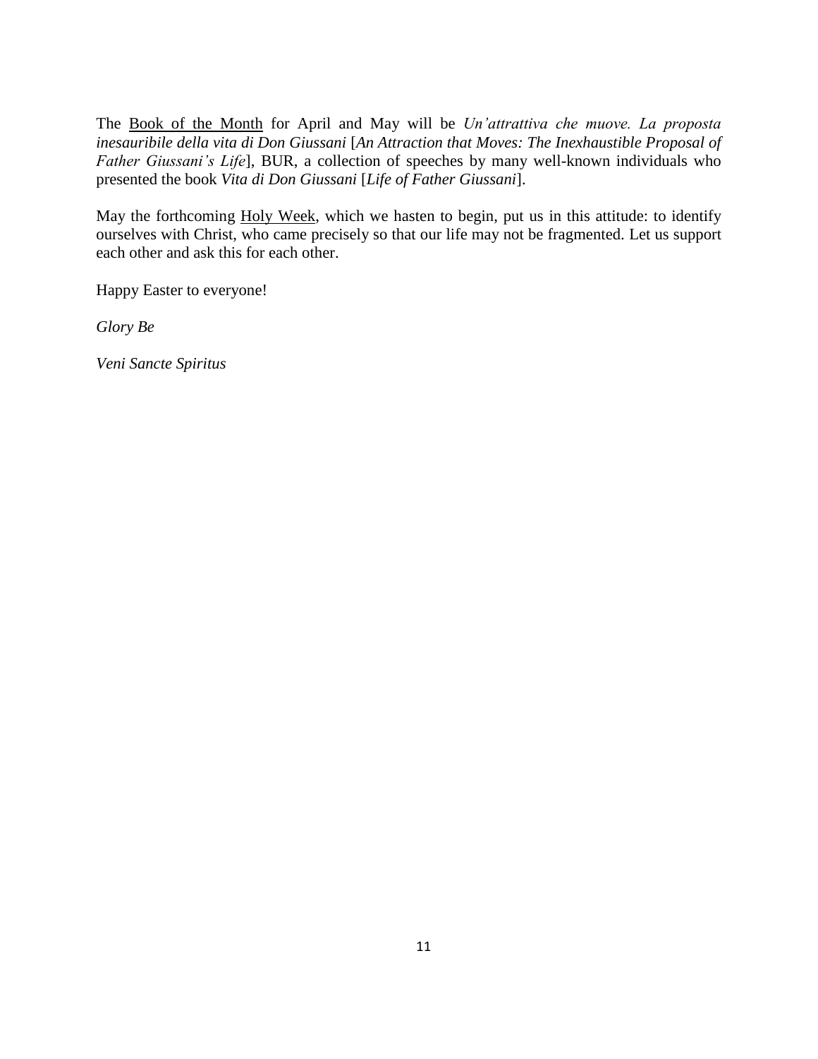The Book of the Month for April and May will be *Un'attrattiva che muove. La proposta inesauribile della vita di Don Giussani* [*An Attraction that Moves: The Inexhaustible Proposal of Father Giussani's Life*], BUR, a collection of speeches by many well-known individuals who presented the book *Vita di Don Giussani* [*Life of Father Giussani*].

May the forthcoming Holy Week, which we hasten to begin, put us in this attitude: to identify ourselves with Christ, who came precisely so that our life may not be fragmented. Let us support each other and ask this for each other.

Happy Easter to everyone!

*Glory Be*

*Veni Sancte Spiritus*